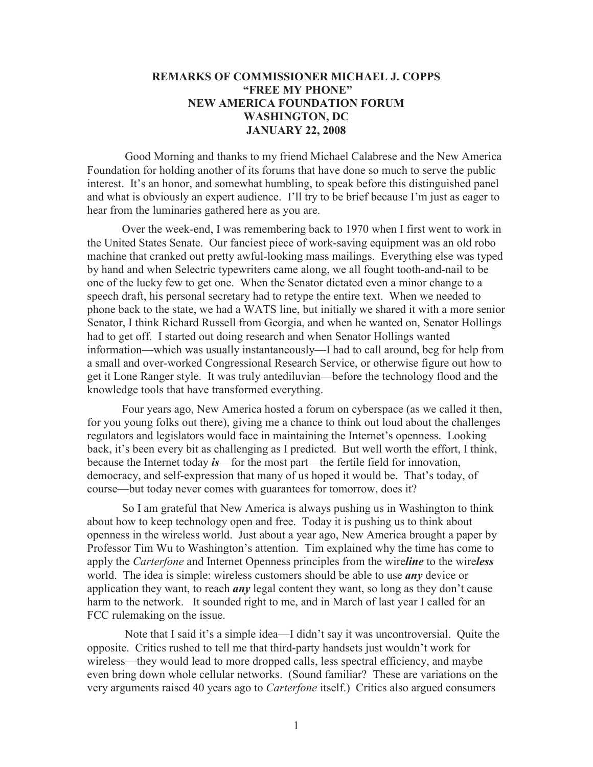# REMARKS OF COMMISSIONER MICHAEL J. COPPS
# "FREE MY PHONE"
# NEW AMERICA FOUNDATION FORUM
# WASHINGTON, DC
# JANUARY 22, 2008

Good Morning and thanks to my friend Michael Calabrese and the New America Foundation for holding another of its forums that have done so much to serve the public interest. It's an honor, and somewhat humbling, to speak before this distinguished panel and what is obviously an expert audience. I'll try to be brief because I'm just as eager to hear from the luminaries gathered here as you are.

Over the week-end, I was remembering back to 1970 when I first went to work in the United States Senate. Our fanciest piece of work-saving equipment was an old robo machine that cranked out pretty awful-looking mass mailings. Everything else was typed by hand and when Selectric typewriters came along, we all fought tooth-and-nail to be one of the lucky few to get one. When the Senator dictated even a minor change to a speech draft, his personal secretary had to retype the entire text. When we needed to phone back to the state, we had a WATS line, but initially we shared it with a more senior Senator, I think Richard Russell from Georgia, and when he wanted on, Senator Hollings had to get off. I started out doing research and when Senator Hollings wanted information—which was usually instantaneously—I had to call around, beg for help from a small and over-worked Congressional Research Service, or otherwise figure out how to get it Lone Ranger style. It was truly antediluvian—before the technology flood and the knowledge tools that have transformed everything.

Four years ago, New America hosted a forum on cyberspace (as we called it then, for you young folks out there), giving me a chance to think out loud about the challenges regulators and legislators would face in maintaining the Internet's openness. Looking back, it's been every bit as challenging as I predicted. But well worth the effort, I think, because the Internet today ***is***—for the most part—the fertile field for innovation, democracy, and self-expression that many of us hoped it would be. That's today, of course—but today never comes with guarantees for tomorrow, does it?

So I am grateful that New America is always pushing us in Washington to think about how to keep technology open and free. Today it is pushing us to think about openness in the wireless world. Just about a year ago, New America brought a paper by Professor Tim Wu to Washington's attention. Tim explained why the time has come to apply the *Carterfone* and Internet Openness principles from the wire***line*** to the wire***less*** world. The idea is simple: wireless customers should be able to use ***any*** device or application they want, to reach ***any*** legal content they want, so long as they don't cause harm to the network. It sounded right to me, and in March of last year I called for an FCC rulemaking on the issue.

Note that I said it's a simple idea—I didn't say it was uncontroversial. Quite the opposite. Critics rushed to tell me that third-party handsets just wouldn't work for wireless—they would lead to more dropped calls, less spectral efficiency, and maybe even bring down whole cellular networks. (Sound familiar? These are variations on the very arguments raised 40 years ago to *Carterfone* itself.) Critics also argued consumers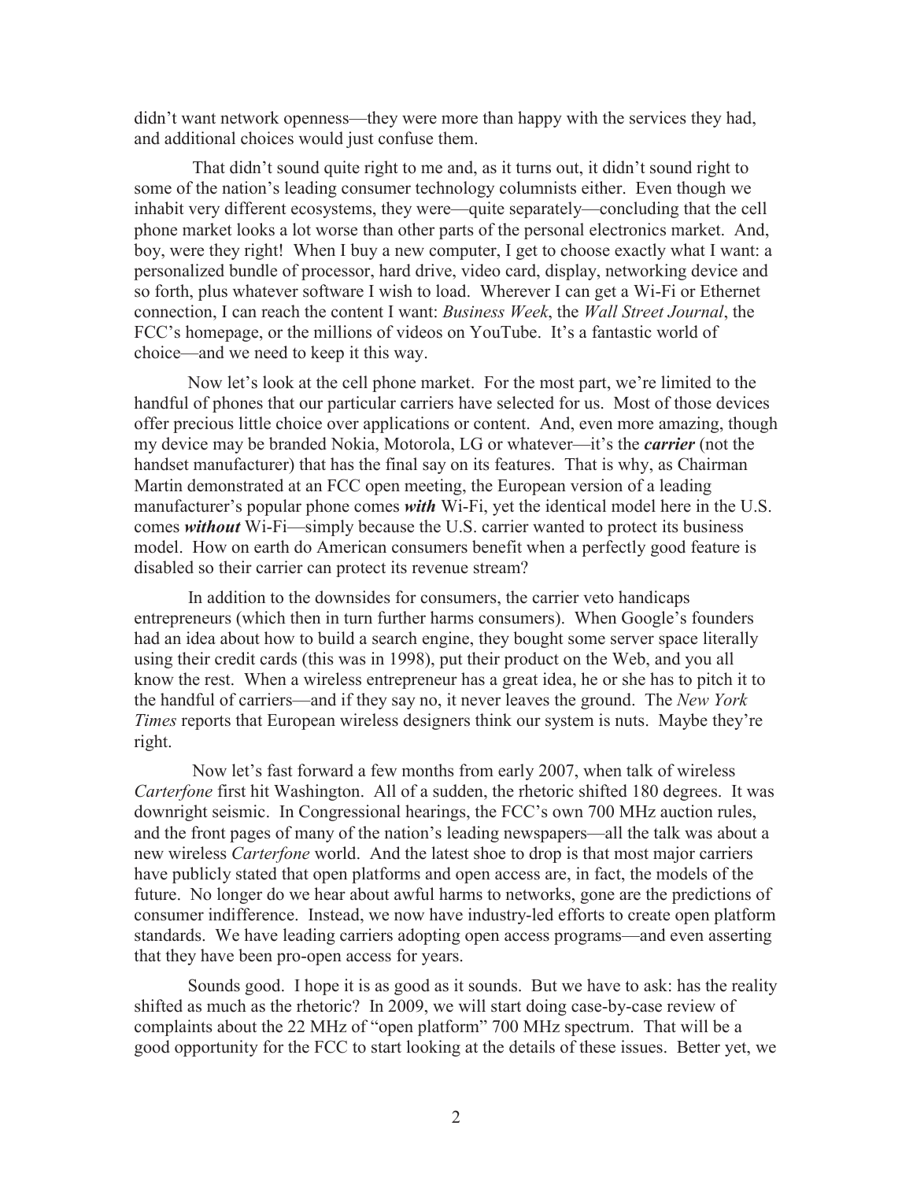didn't want network openness—they were more than happy with the services they had, and additional choices would just confuse them.

That didn't sound quite right to me and, as it turns out, it didn't sound right to some of the nation's leading consumer technology columnists either. Even though we inhabit very different ecosystems, they were—quite separately—concluding that the cell phone market looks a lot worse than other parts of the personal electronics market. And, boy, were they right! When I buy a new computer, I get to choose exactly what I want: a personalized bundle of processor, hard drive, video card, display, networking device and so forth, plus whatever software I wish to load. Wherever I can get a Wi-Fi or Ethernet connection, I can reach the content I want: *Business Week*, the *Wall Street Journal*, the FCC's homepage, or the millions of videos on YouTube. It's a fantastic world of choice—and we need to keep it this way.

Now let's look at the cell phone market. For the most part, we're limited to the handful of phones that our particular carriers have selected for us. Most of those devices offer precious little choice over applications or content. And, even more amazing, though my device may be branded Nokia, Motorola, LG or whatever—it's the ***carrier*** (not the handset manufacturer) that has the final say on its features. That is why, as Chairman Martin demonstrated at an FCC open meeting, the European version of a leading manufacturer's popular phone comes ***with*** Wi-Fi, yet the identical model here in the U.S. comes ***without*** Wi-Fi—simply because the U.S. carrier wanted to protect its business model. How on earth do American consumers benefit when a perfectly good feature is disabled so their carrier can protect its revenue stream?

In addition to the downsides for consumers, the carrier veto handicaps entrepreneurs (which then in turn further harms consumers). When Google's founders had an idea about how to build a search engine, they bought some server space literally using their credit cards (this was in 1998), put their product on the Web, and you all know the rest. When a wireless entrepreneur has a great idea, he or she has to pitch it to the handful of carriers—and if they say no, it never leaves the ground. The *New York Times* reports that European wireless designers think our system is nuts. Maybe they're right.

Now let's fast forward a few months from early 2007, when talk of wireless *Carterfone* first hit Washington. All of a sudden, the rhetoric shifted 180 degrees. It was downright seismic. In Congressional hearings, the FCC's own 700 MHz auction rules, and the front pages of many of the nation's leading newspapers—all the talk was about a new wireless *Carterfone* world. And the latest shoe to drop is that most major carriers have publicly stated that open platforms and open access are, in fact, the models of the future. No longer do we hear about awful harms to networks, gone are the predictions of consumer indifference. Instead, we now have industry-led efforts to create open platform standards. We have leading carriers adopting open access programs—and even asserting that they have been pro-open access for years.

Sounds good. I hope it is as good as it sounds. But we have to ask: has the reality shifted as much as the rhetoric? In 2009, we will start doing case-by-case review of complaints about the 22 MHz of "open platform" 700 MHz spectrum. That will be a good opportunity for the FCC to start looking at the details of these issues. Better yet, we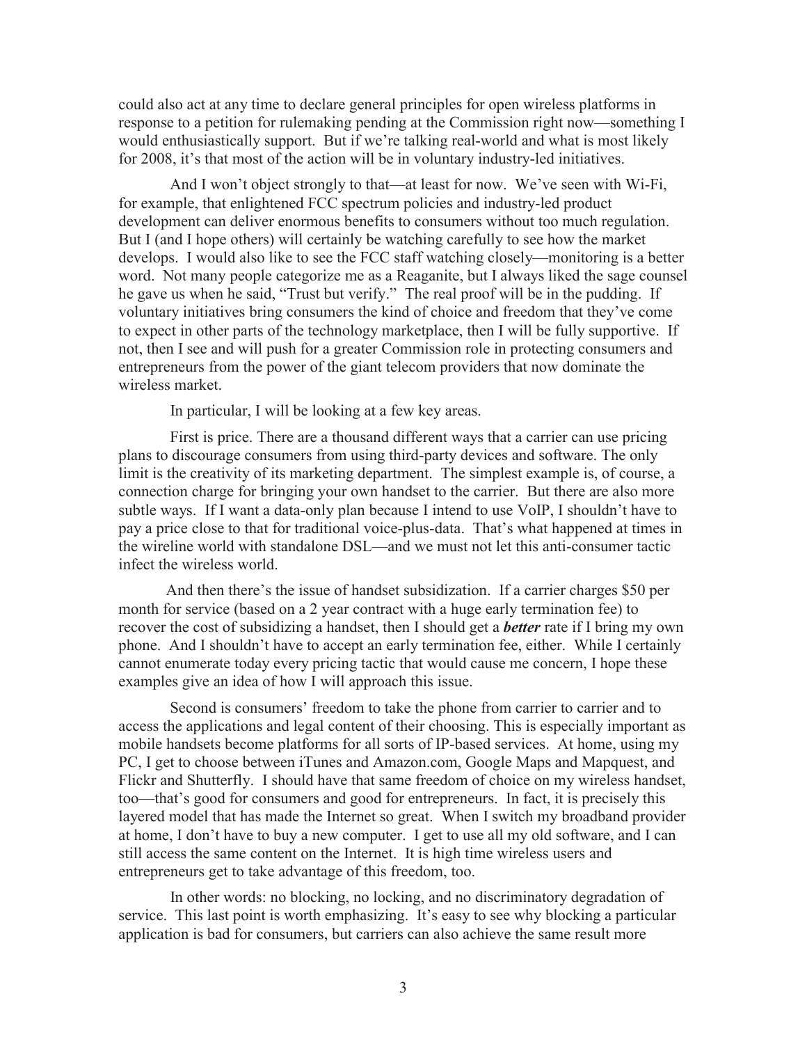could also act at any time to declare general principles for open wireless platforms in response to a petition for rulemaking pending at the Commission right now—something I would enthusiastically support. But if we're talking real-world and what is most likely for 2008, it's that most of the action will be in voluntary industry-led initiatives.

And I won't object strongly to that—at least for now. We've seen with Wi-Fi, for example, that enlightened FCC spectrum policies and industry-led product development can deliver enormous benefits to consumers without too much regulation. But I (and I hope others) will certainly be watching carefully to see how the market develops. I would also like to see the FCC staff watching closely—monitoring is a better word. Not many people categorize me as a Reaganite, but I always liked the sage counsel he gave us when he said, "Trust but verify." The real proof will be in the pudding. If voluntary initiatives bring consumers the kind of choice and freedom that they've come to expect in other parts of the technology marketplace, then I will be fully supportive. If not, then I see and will push for a greater Commission role in protecting consumers and entrepreneurs from the power of the giant telecom providers that now dominate the wireless market.

In particular, I will be looking at a few key areas.

First is price. There are a thousand different ways that a carrier can use pricing plans to discourage consumers from using third-party devices and software. The only limit is the creativity of its marketing department. The simplest example is, of course, a connection charge for bringing your own handset to the carrier. But there are also more subtle ways. If I want a data-only plan because I intend to use VoIP, I shouldn't have to pay a price close to that for traditional voice-plus-data. That's what happened at times in the wireline world with standalone DSL—and we must not let this anti-consumer tactic infect the wireless world.

And then there's the issue of handset subsidization. If a carrier charges $50 per month for service (based on a 2 year contract with a huge early termination fee) to recover the cost of subsidizing a handset, then I should get a ***better*** rate if I bring my own phone. And I shouldn't have to accept an early termination fee, either. While I certainly cannot enumerate today every pricing tactic that would cause me concern, I hope these examples give an idea of how I will approach this issue.

Second is consumers' freedom to take the phone from carrier to carrier and to access the applications and legal content of their choosing. This is especially important as mobile handsets become platforms for all sorts of IP-based services. At home, using my PC, I get to choose between iTunes and Amazon.com, Google Maps and Mapquest, and Flickr and Shutterfly. I should have that same freedom of choice on my wireless handset, too—that's good for consumers and good for entrepreneurs. In fact, it is precisely this layered model that has made the Internet so great. When I switch my broadband provider at home, I don't have to buy a new computer. I get to use all my old software, and I can still access the same content on the Internet. It is high time wireless users and entrepreneurs get to take advantage of this freedom, too.

In other words: no blocking, no locking, and no discriminatory degradation of service. This last point is worth emphasizing. It's easy to see why blocking a particular application is bad for consumers, but carriers can also achieve the same result more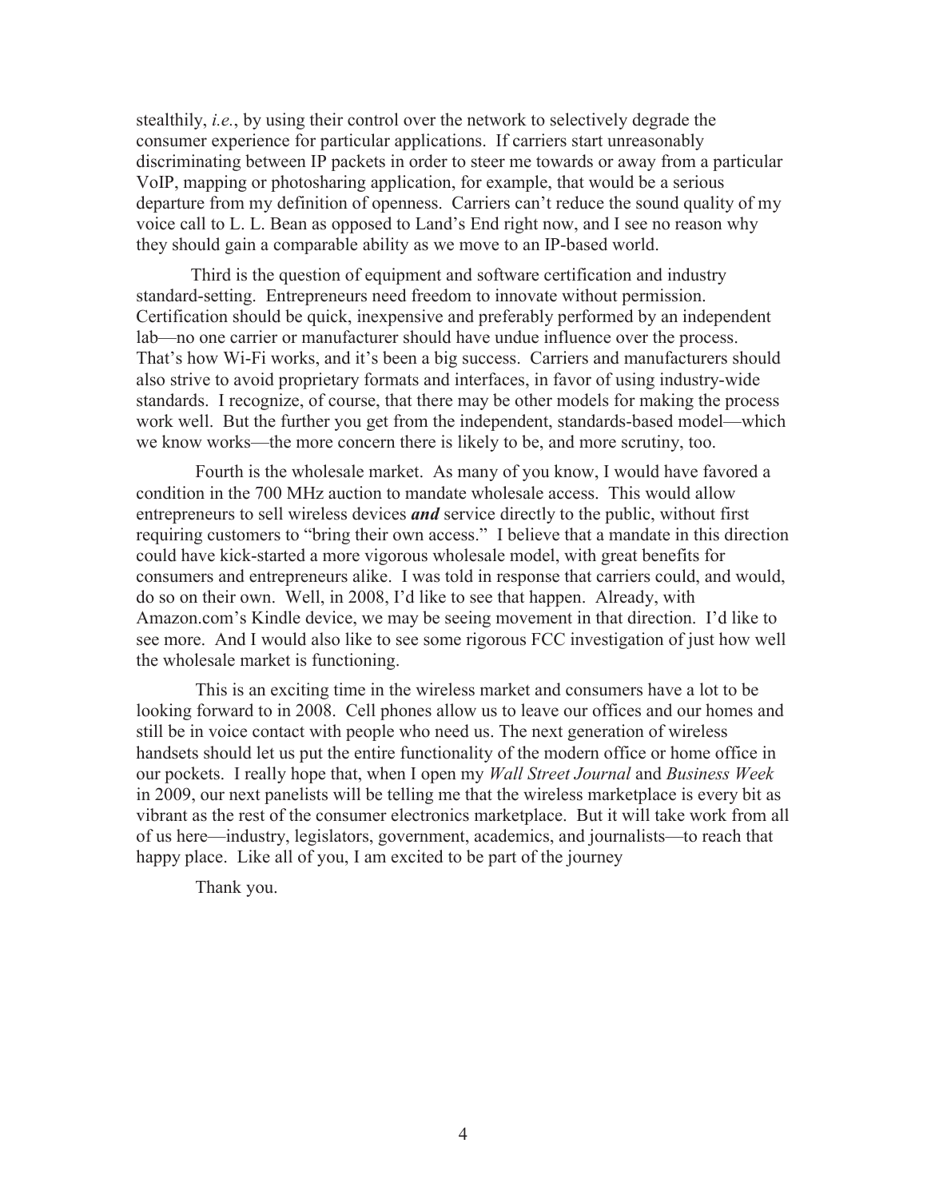stealthily, *i.e.*, by using their control over the network to selectively degrade the consumer experience for particular applications. If carriers start unreasonably discriminating between IP packets in order to steer me towards or away from a particular VoIP, mapping or photosharing application, for example, that would be a serious departure from my definition of openness. Carriers can't reduce the sound quality of my voice call to L. L. Bean as opposed to Land's End right now, and I see no reason why they should gain a comparable ability as we move to an IP-based world.

Third is the question of equipment and software certification and industry standard-setting. Entrepreneurs need freedom to innovate without permission. Certification should be quick, inexpensive and preferably performed by an independent lab—no one carrier or manufacturer should have undue influence over the process. That's how Wi-Fi works, and it's been a big success. Carriers and manufacturers should also strive to avoid proprietary formats and interfaces, in favor of using industry-wide standards. I recognize, of course, that there may be other models for making the process work well. But the further you get from the independent, standards-based model—which we know works—the more concern there is likely to be, and more scrutiny, too.

Fourth is the wholesale market. As many of you know, I would have favored a condition in the 700 MHz auction to mandate wholesale access. This would allow entrepreneurs to sell wireless devices ***and*** service directly to the public, without first requiring customers to "bring their own access." I believe that a mandate in this direction could have kick-started a more vigorous wholesale model, with great benefits for consumers and entrepreneurs alike. I was told in response that carriers could, and would, do so on their own. Well, in 2008, I'd like to see that happen. Already, with Amazon.com's Kindle device, we may be seeing movement in that direction. I'd like to see more. And I would also like to see some rigorous FCC investigation of just how well the wholesale market is functioning.

This is an exciting time in the wireless market and consumers have a lot to be looking forward to in 2008. Cell phones allow us to leave our offices and our homes and still be in voice contact with people who need us. The next generation of wireless handsets should let us put the entire functionality of the modern office or home office in our pockets. I really hope that, when I open my *Wall Street Journal* and *Business Week* in 2009, our next panelists will be telling me that the wireless marketplace is every bit as vibrant as the rest of the consumer electronics marketplace. But it will take work from all of us here—industry, legislators, government, academics, and journalists—to reach that happy place. Like all of you, I am excited to be part of the journey

Thank you.